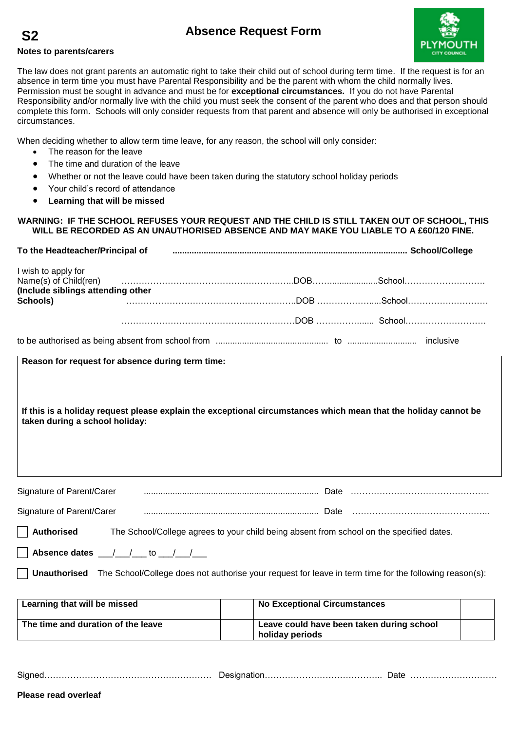**S2**

# Absence Request Form

**Notes to parents/carers**

The law does not grant parents an automatic right to take their child out of school during term time. If the request is for an absence in term time you must have Parental Responsibility and be the parent with whom the child normally lives. Permission must be sought in advance and must be for **exceptional circumstances.** If you do not have Parental Responsibility and/or normally live with the child you must seek the consent of the parent who does and that person should complete this form. Schools will only consider requests from that parent and absence will only be authorised in exceptional circumstances.

When deciding whether to allow term time leave, for any reason, the school will only consider:

- The reason for the leave
- The time and duration of the leave
- Whether or not the leave could have been taken during the statutory school holiday periods
- Your child's record of attendance
- **Learning that will be missed**

**WARNING: IF THE SCHOOL REFUSES YOUR REQUEST AND THE CHILD IS STILL TAKEN OUT OF SCHOOL, THIS WILL BE RECORDED AS AN UNAUTHORISED ABSENCE AND MAY MAKE YOU LIABLE TO A £60/120 FINE.**

**To the Headteacher/Principal of** .................................................................................................... **School/College**

I wish to apply for
Name(s) of Child(ren) ……………………………………………………..DOB…….....................School……………………….
**(Include siblings attending other Schools)** ……………………………………………………..DOB ……………….....School……………….………

……………………………………………………..DOB ……………..... School……………………….

to be authorised as being absent from school from .............................................. to ............................ inclusive

**Reason for request for absence during term time:**

**If this is a holiday request please explain the exceptional circumstances which mean that the holiday cannot be taken during a school holiday:**

Signature of Parent/Carer ........................................................................ Date …………………………………………

Signature of Parent/Carer ........................................................................ Date ………………………………………..

☐ **Authorised** The School/College agrees to your child being absent from school on the specified dates.

☐ **Absence dates** ___/___/___ to ___/___/___

☐ **Unauthorised** The School/College does not authorise your request for leave in term time for the following reason(s):

| **Learning that will be missed** | | **No Exceptional Circumstances** | |
|---|---|---|---|
| **The time and duration of the leave** | | **Leave could have been taken during school holiday periods** | |

Signed………………………………………………… Designation………………………………….. Date …………………………

**Please read overleaf**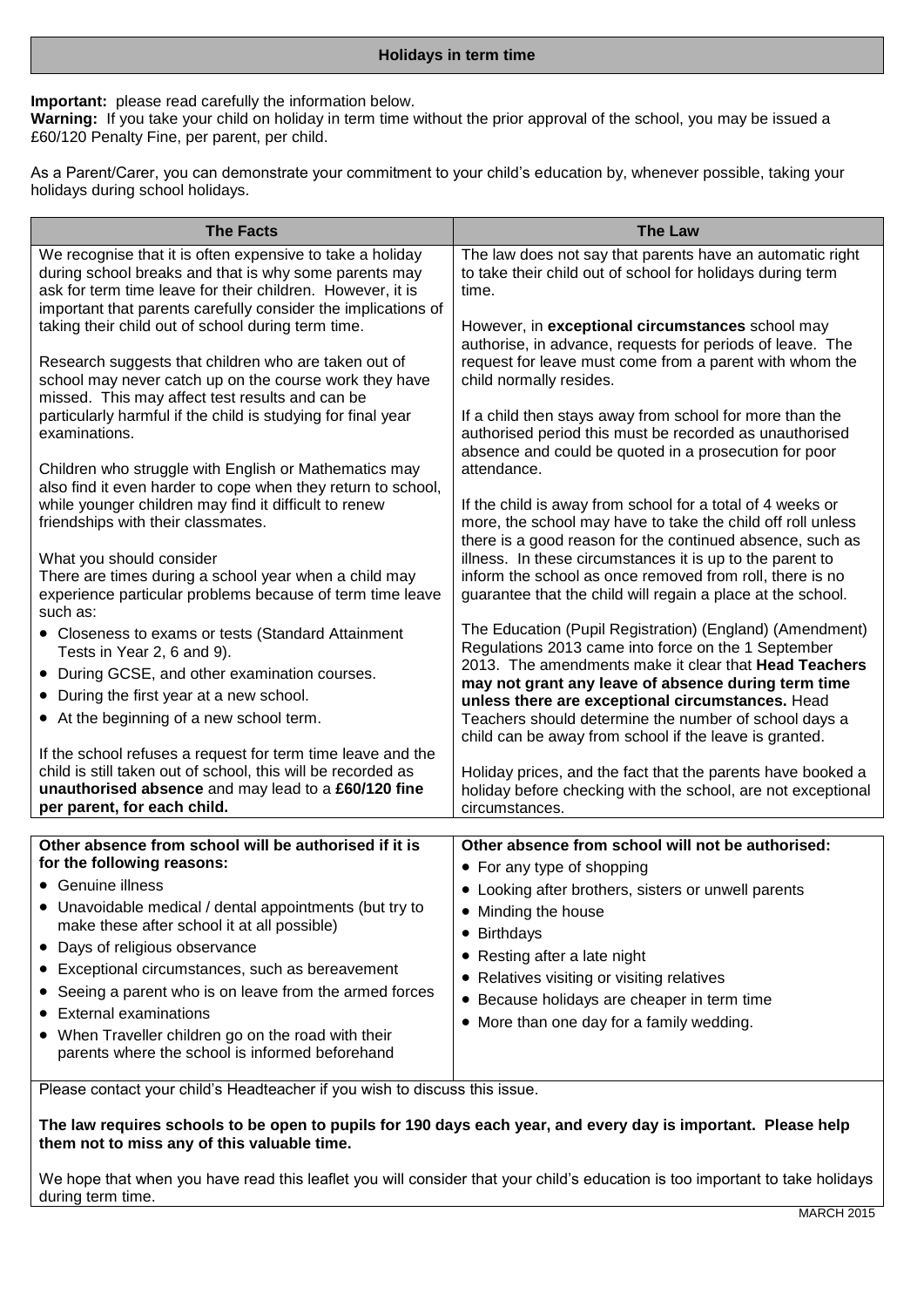## Holidays in term time

**Important:** please read carefully the information below.
**Warning:** If you take your child on holiday in term time without the prior approval of the school, you may be issued a £60/120 Penalty Fine, per parent, per child.

As a Parent/Carer, you can demonstrate your commitment to your child's education by, whenever possible, taking your holidays during school holidays.

| The Facts | The Law |
|---|---|
| We recognise that it is often expensive to take a holiday during school breaks and that is why some parents may ask for term time leave for their children. However, it is important that parents carefully consider the implications of taking their child out of school during term time.<br><br>Research suggests that children who are taken out of school may never catch up on the course work they have missed. This may affect test results and can be particularly harmful if the child is studying for final year examinations.<br><br>Children who struggle with English or Mathematics may also find it even harder to cope when they return to school, while younger children may find it difficult to renew friendships with their classmates.<br><br>What you should consider<br>There are times during a school year when a child may experience particular problems because of term time leave such as:<br>• Closeness to exams or tests (Standard Attainment Tests in Year 2, 6 and 9).<br>• During GCSE, and other examination courses.<br>• During the first year at a new school.<br>• At the beginning of a new school term.<br><br>If the school refuses a request for term time leave and the child is still taken out of school, this will be recorded as **unauthorised absence** and may lead to a **£60/120 fine per parent, for each child.** | The law does not say that parents have an automatic right to take their child out of school for holidays during term time.<br><br>However, in **exceptional circumstances** school may authorise, in advance, requests for periods of leave. The request for leave must come from a parent with whom the child normally resides.<br><br>If a child then stays away from school for more than the authorised period this must be recorded as unauthorised absence and could be quoted in a prosecution for poor attendance.<br><br>If the child is away from school for a total of 4 weeks or more, the school may have to take the child off roll unless there is a good reason for the continued absence, such as illness. In these circumstances it is up to the parent to inform the school as once removed from roll, there is no guarantee that the child will regain a place at the school.<br><br>The Education (Pupil Registration) (England) (Amendment) Regulations 2013 came into force on the 1 September 2013. The amendments make it clear that **Head Teachers may not grant any leave of absence during term time unless there are exceptional circumstances.** Head Teachers should determine the number of school days a child can be away from school if the leave is granted.<br><br>Holiday prices, and the fact that the parents have booked a holiday before checking with the school, are not exceptional circumstances. |

| Other absence from school will be authorised if it is for the following reasons: | Other absence from school will not be authorised: |
|---|---|
| • Genuine illness<br>• Unavoidable medical / dental appointments (but try to make these after school it at all possible)<br>• Days of religious observance<br>• Exceptional circumstances, such as bereavement<br>• Seeing a parent who is on leave from the armed forces<br>• External examinations<br>• When Traveller children go on the road with their parents where the school is informed beforehand | • For any type of shopping<br>• Looking after brothers, sisters or unwell parents<br>• Minding the house<br>• Birthdays<br>• Resting after a late night<br>• Relatives visiting or visiting relatives<br>• Because holidays are cheaper in term time<br>• More than one day for a family wedding. |

Please contact your child's Headteacher if you wish to discuss this issue.

**The law requires schools to be open to pupils for 190 days each year, and every day is important. Please help them not to miss any of this valuable time.**

We hope that when you have read this leaflet you will consider that your child's education is too important to take holidays during term time.

MARCH 2015